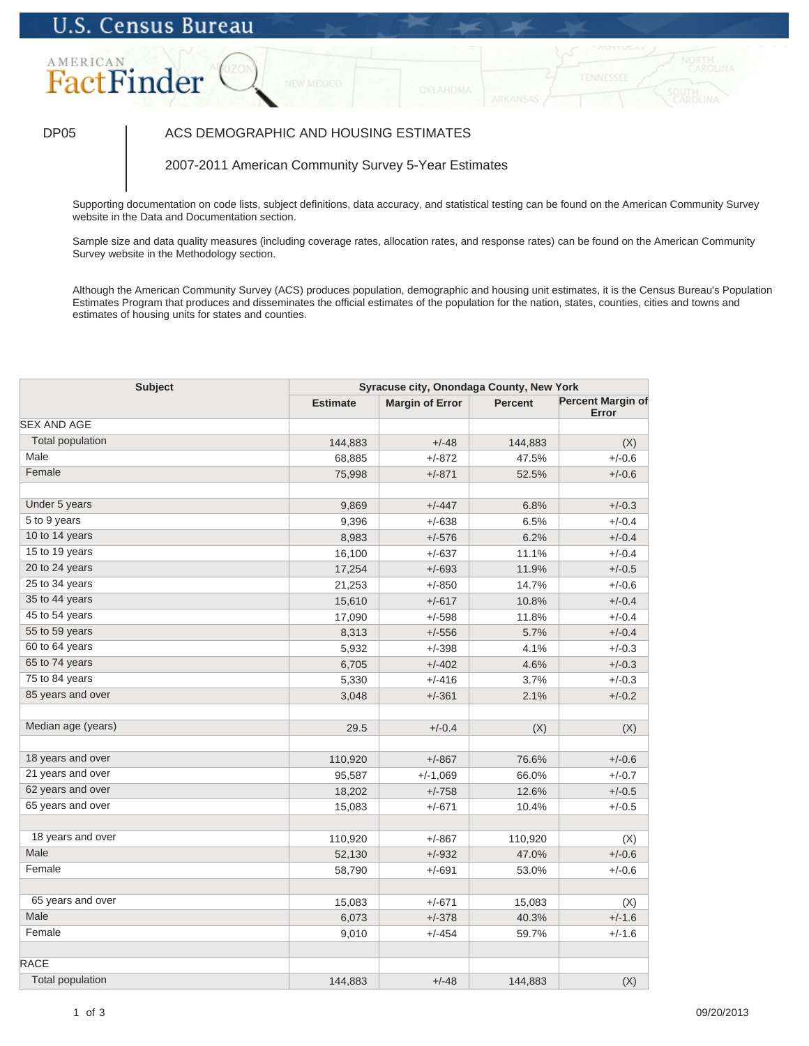U.S. Census Bureau

AMERICAN FactFinder

DP05 | ACS DEMOGRAPHIC AND HOUSING ESTIMATES

2007-2011 American Community Survey 5-Year Estimates

Supporting documentation on code lists, subject definitions, data accuracy, and statistical testing can be found on the American Community Survey website in the Data and Documentation section.

Sample size and data quality measures (including coverage rates, allocation rates, and response rates) can be found on the American Community Survey website in the Methodology section.

Although the American Community Survey (ACS) produces population, demographic and housing unit estimates, it is the Census Bureau's Population Estimates Program that produces and disseminates the official estimates of the population for the nation, states, counties, cities and towns and estimates of housing units for states and counties.

| Subject | Syracuse city, Onondaga County, New York | | | |
|---|---|---|---|---|
| | Estimate | Margin of Error | Percent | Percent Margin of Error |
| SEX AND AGE | | | | |
| Total population | 144,883 | +/-48 | 144,883 | (X) |
| Male | 68,885 | +/-872 | 47.5% | +/-0.6 |
| Female | 75,998 | +/-871 | 52.5% | +/-0.6 |
| | | | | |
| Under 5 years | 9,869 | +/-447 | 6.8% | +/-0.3 |
| 5 to 9 years | 9,396 | +/-638 | 6.5% | +/-0.4 |
| 10 to 14 years | 8,983 | +/-576 | 6.2% | +/-0.4 |
| 15 to 19 years | 16,100 | +/-637 | 11.1% | +/-0.4 |
| 20 to 24 years | 17,254 | +/-693 | 11.9% | +/-0.5 |
| 25 to 34 years | 21,253 | +/-850 | 14.7% | +/-0.6 |
| 35 to 44 years | 15,610 | +/-617 | 10.8% | +/-0.4 |
| 45 to 54 years | 17,090 | +/-598 | 11.8% | +/-0.4 |
| 55 to 59 years | 8,313 | +/-556 | 5.7% | +/-0.4 |
| 60 to 64 years | 5,932 | +/-398 | 4.1% | +/-0.3 |
| 65 to 74 years | 6,705 | +/-402 | 4.6% | +/-0.3 |
| 75 to 84 years | 5,330 | +/-416 | 3.7% | +/-0.3 |
| 85 years and over | 3,048 | +/-361 | 2.1% | +/-0.2 |
| | | | | |
| Median age (years) | 29.5 | +/-0.4 | (X) | (X) |
| | | | | |
| 18 years and over | 110,920 | +/-867 | 76.6% | +/-0.6 |
| 21 years and over | 95,587 | +/-1,069 | 66.0% | +/-0.7 |
| 62 years and over | 18,202 | +/-758 | 12.6% | +/-0.5 |
| 65 years and over | 15,083 | +/-671 | 10.4% | +/-0.5 |
| | | | | |
| 18 years and over | 110,920 | +/-867 | 110,920 | (X) |
| Male | 52,130 | +/-932 | 47.0% | +/-0.6 |
| Female | 58,790 | +/-691 | 53.0% | +/-0.6 |
| | | | | |
| 65 years and over | 15,083 | +/-671 | 15,083 | (X) |
| Male | 6,073 | +/-378 | 40.3% | +/-1.6 |
| Female | 9,010 | +/-454 | 59.7% | +/-1.6 |
| | | | | |
| RACE | | | | |
| Total population | 144,883 | +/-48 | 144,883 | (X) |

09/20/2013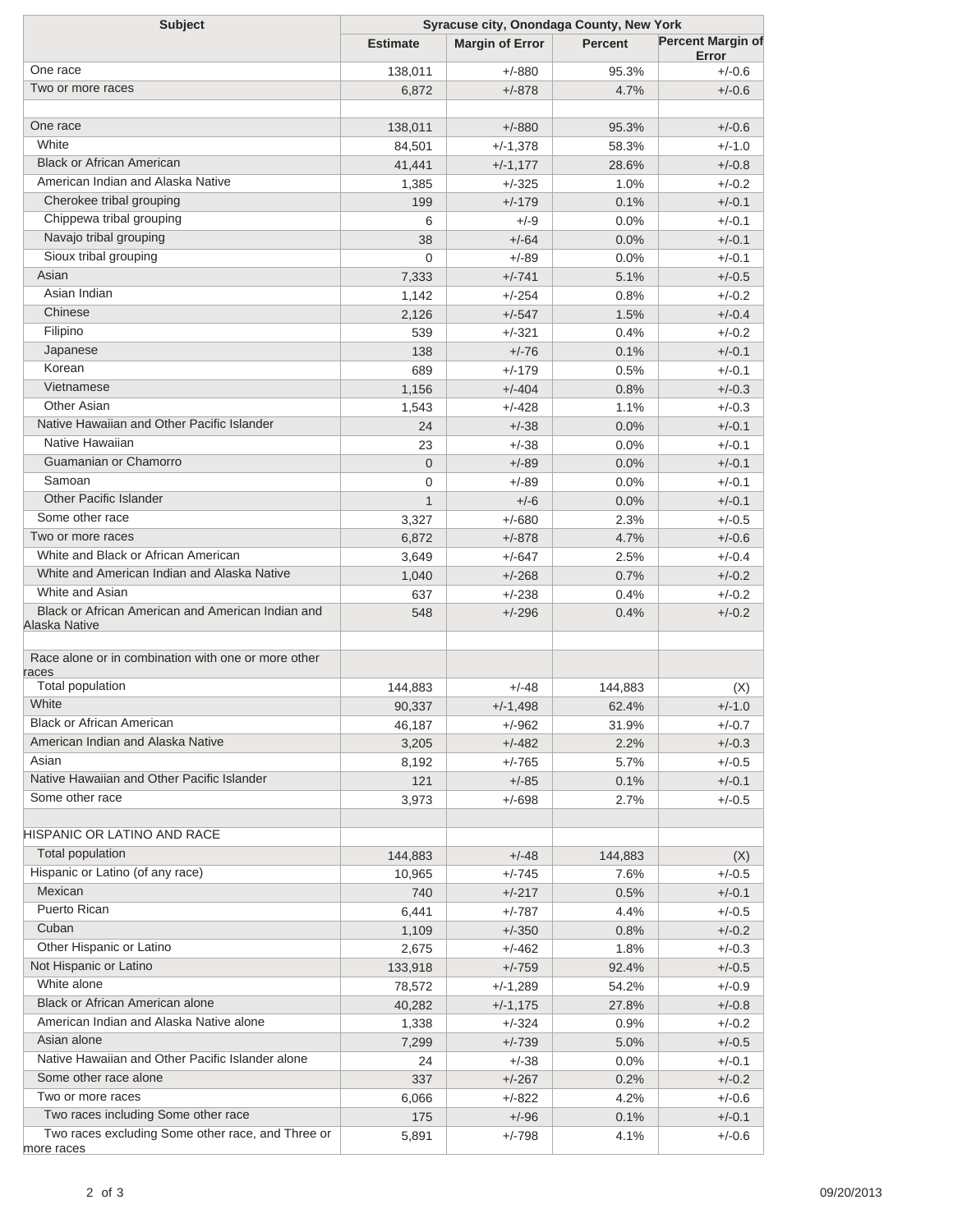| Subject | Syracuse city, Onondaga County, New York | | | |
|---|---|---|---|---|
| | Estimate | Margin of Error | Percent | Percent Margin of Error |
| One race | 138,011 | +/-880 | 95.3% | +/-0.6 |
| Two or more races | 6,872 | +/-878 | 4.7% | +/-0.6 |
| | | | | |
| One race | 138,011 | +/-880 | 95.3% | +/-0.6 |
| White | 84,501 | +/-1,378 | 58.3% | +/-1.0 |
| Black or African American | 41,441 | +/-1,177 | 28.6% | +/-0.8 |
| American Indian and Alaska Native | 1,385 | +/-325 | 1.0% | +/-0.2 |
| Cherokee tribal grouping | 199 | +/-179 | 0.1% | +/-0.1 |
| Chippewa tribal grouping | 6 | +/-9 | 0.0% | +/-0.1 |
| Navajo tribal grouping | 38 | +/-64 | 0.0% | +/-0.1 |
| Sioux tribal grouping | 0 | +/-89 | 0.0% | +/-0.1 |
| Asian | 7,333 | +/-741 | 5.1% | +/-0.5 |
| Asian Indian | 1,142 | +/-254 | 0.8% | +/-0.2 |
| Chinese | 2,126 | +/-547 | 1.5% | +/-0.4 |
| Filipino | 539 | +/-321 | 0.4% | +/-0.2 |
| Japanese | 138 | +/-76 | 0.1% | +/-0.1 |
| Korean | 689 | +/-179 | 0.5% | +/-0.1 |
| Vietnamese | 1,156 | +/-404 | 0.8% | +/-0.3 |
| Other Asian | 1,543 | +/-428 | 1.1% | +/-0.3 |
| Native Hawaiian and Other Pacific Islander | 24 | +/-38 | 0.0% | +/-0.1 |
| Native Hawaiian | 23 | +/-38 | 0.0% | +/-0.1 |
| Guamanian or Chamorro | 0 | +/-89 | 0.0% | +/-0.1 |
| Samoan | 0 | +/-89 | 0.0% | +/-0.1 |
| Other Pacific Islander | 1 | +/-6 | 0.0% | +/-0.1 |
| Some other race | 3,327 | +/-680 | 2.3% | +/-0.5 |
| Two or more races | 6,872 | +/-878 | 4.7% | +/-0.6 |
| White and Black or African American | 3,649 | +/-647 | 2.5% | +/-0.4 |
| White and American Indian and Alaska Native | 1,040 | +/-268 | 0.7% | +/-0.2 |
| White and Asian | 637 | +/-238 | 0.4% | +/-0.2 |
| Black or African American and American Indian and Alaska Native | 548 | +/-296 | 0.4% | +/-0.2 |
| | | | | |
| Race alone or in combination with one or more other races | | | | |
| Total population | 144,883 | +/-48 | 144,883 | (X) |
| White | 90,337 | +/-1,498 | 62.4% | +/-1.0 |
| Black or African American | 46,187 | +/-962 | 31.9% | +/-0.7 |
| American Indian and Alaska Native | 3,205 | +/-482 | 2.2% | +/-0.3 |
| Asian | 8,192 | +/-765 | 5.7% | +/-0.5 |
| Native Hawaiian and Other Pacific Islander | 121 | +/-85 | 0.1% | +/-0.1 |
| Some other race | 3,973 | +/-698 | 2.7% | +/-0.5 |
| | | | | |
| HISPANIC OR LATINO AND RACE | | | | |
| Total population | 144,883 | +/-48 | 144,883 | (X) |
| Hispanic or Latino (of any race) | 10,965 | +/-745 | 7.6% | +/-0.5 |
| Mexican | 740 | +/-217 | 0.5% | +/-0.1 |
| Puerto Rican | 6,441 | +/-787 | 4.4% | +/-0.5 |
| Cuban | 1,109 | +/-350 | 0.8% | +/-0.2 |
| Other Hispanic or Latino | 2,675 | +/-462 | 1.8% | +/-0.3 |
| Not Hispanic or Latino | 133,918 | +/-759 | 92.4% | +/-0.5 |
| White alone | 78,572 | +/-1,289 | 54.2% | +/-0.9 |
| Black or African American alone | 40,282 | +/-1,175 | 27.8% | +/-0.8 |
| American Indian and Alaska Native alone | 1,338 | +/-324 | 0.9% | +/-0.2 |
| Asian alone | 7,299 | +/-739 | 5.0% | +/-0.5 |
| Native Hawaiian and Other Pacific Islander alone | 24 | +/-38 | 0.0% | +/-0.1 |
| Some other race alone | 337 | +/-267 | 0.2% | +/-0.2 |
| Two or more races | 6,066 | +/-822 | 4.2% | +/-0.6 |
| Two races including Some other race | 175 | +/-96 | 0.1% | +/-0.1 |
| Two races excluding Some other race, and Three or more races | 5,891 | +/-798 | 4.1% | +/-0.6 |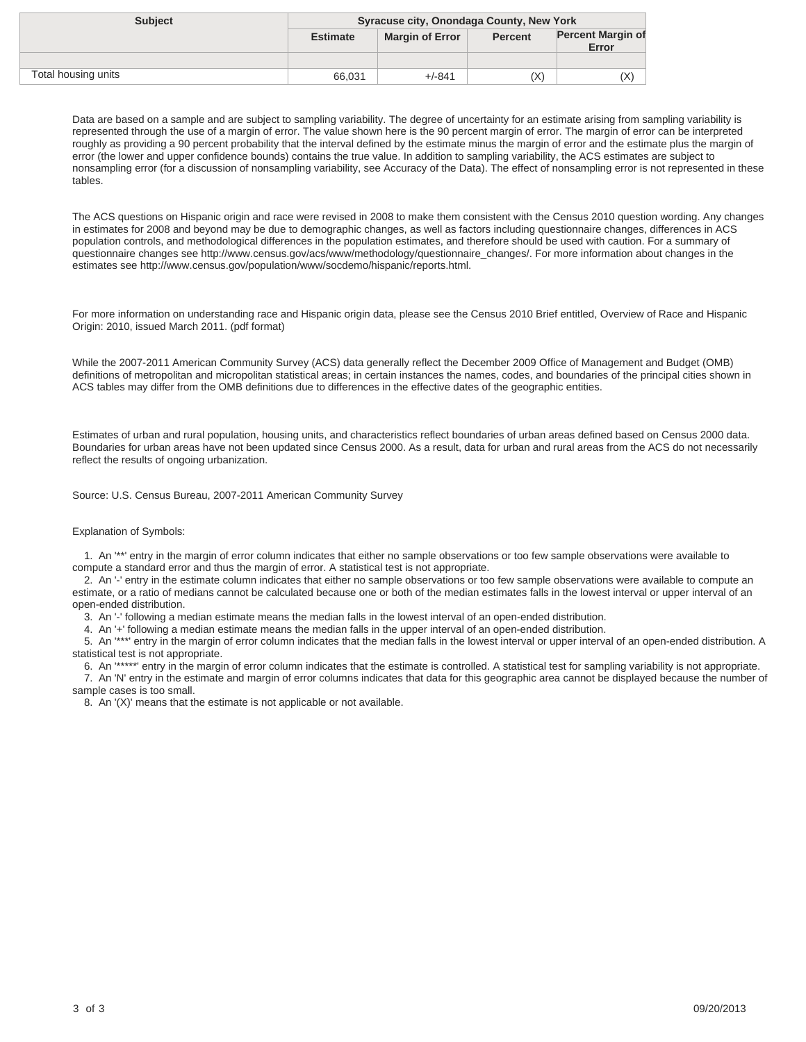| Subject | Syracuse city, Onondaga County, New York | | | |
|---|---|---|---|---|
| | Estimate | Margin of Error | Percent | Percent Margin of Error |
| | | | | |
| Total housing units | 66,031 | +/-841 | (X) | (X) |

Data are based on a sample and are subject to sampling variability. The degree of uncertainty for an estimate arising from sampling variability is represented through the use of a margin of error. The value shown here is the 90 percent margin of error. The margin of error can be interpreted roughly as providing a 90 percent probability that the interval defined by the estimate minus the margin of error and the estimate plus the margin of error (the lower and upper confidence bounds) contains the true value. In addition to sampling variability, the ACS estimates are subject to nonsampling error (for a discussion of nonsampling variability, see Accuracy of the Data). The effect of nonsampling error is not represented in these tables.

The ACS questions on Hispanic origin and race were revised in 2008 to make them consistent with the Census 2010 question wording. Any changes in estimates for 2008 and beyond may be due to demographic changes, as well as factors including questionnaire changes, differences in ACS population controls, and methodological differences in the population estimates, and therefore should be used with caution. For a summary of questionnaire changes see http://www.census.gov/acs/www/methodology/questionnaire_changes/. For more information about changes in the estimates see http://www.census.gov/population/www/socdemo/hispanic/reports.html.

For more information on understanding race and Hispanic origin data, please see the Census 2010 Brief entitled, Overview of Race and Hispanic Origin: 2010, issued March 2011. (pdf format)

While the 2007-2011 American Community Survey (ACS) data generally reflect the December 2009 Office of Management and Budget (OMB) definitions of metropolitan and micropolitan statistical areas; in certain instances the names, codes, and boundaries of the principal cities shown in ACS tables may differ from the OMB definitions due to differences in the effective dates of the geographic entities.

Estimates of urban and rural population, housing units, and characteristics reflect boundaries of urban areas defined based on Census 2000 data. Boundaries for urban areas have not been updated since Census 2000. As a result, data for urban and rural areas from the ACS do not necessarily reflect the results of ongoing urbanization.

Source: U.S. Census Bureau, 2007-2011 American Community Survey

Explanation of Symbols:

1. An '**' entry in the margin of error column indicates that either no sample observations or too few sample observations were available to compute a standard error and thus the margin of error. A statistical test is not appropriate.
2. An '-' entry in the estimate column indicates that either no sample observations or too few sample observations were available to compute an estimate, or a ratio of medians cannot be calculated because one or both of the median estimates falls in the lowest interval or upper interval of an open-ended distribution.
3. An '-' following a median estimate means the median falls in the lowest interval of an open-ended distribution.
4. An '+' following a median estimate means the median falls in the upper interval of an open-ended distribution.
5. An '***' entry in the margin of error column indicates that the median falls in the lowest interval or upper interval of an open-ended distribution. A statistical test is not appropriate.
6. An '*****' entry in the margin of error column indicates that the estimate is controlled. A statistical test for sampling variability is not appropriate.
7. An 'N' entry in the estimate and margin of error columns indicates that data for this geographic area cannot be displayed because the number of sample cases is too small.
8. An '(X)' means that the estimate is not applicable or not available.